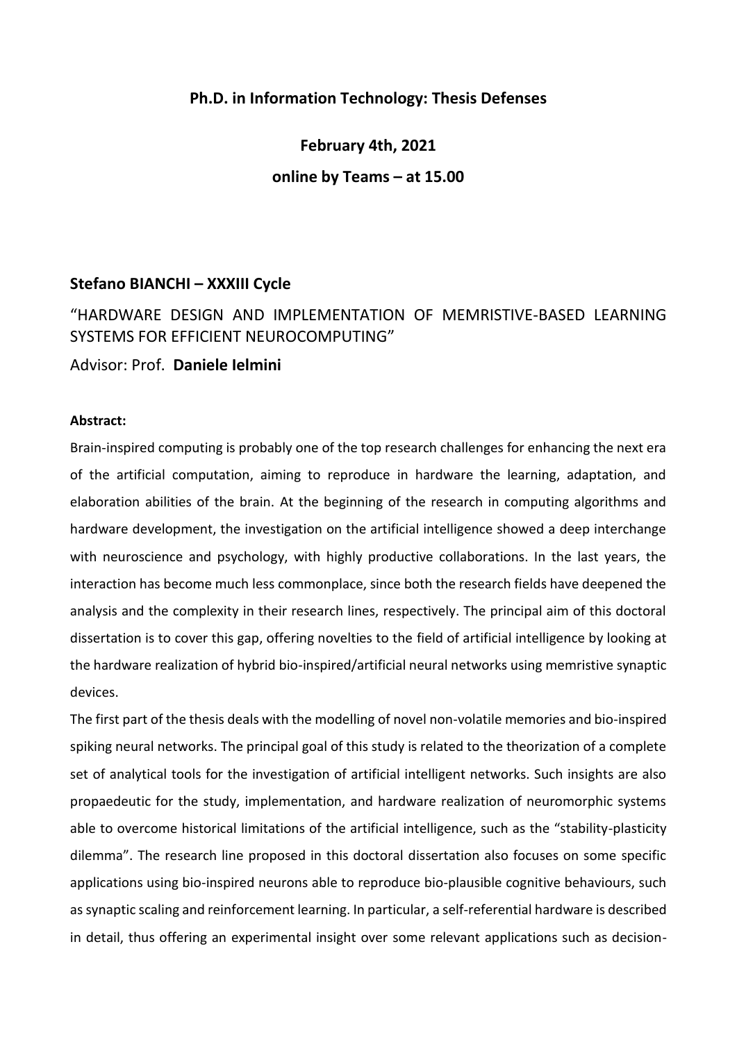**Ph.D. in Information Technology: Thesis Defenses**

**February 4th, 2021**

**online by Teams – at 15.00**

**Stefano BIANCHI – XXXIII Cycle**

"HARDWARE DESIGN AND IMPLEMENTATION OF MEMRISTIVE-BASED LEARNING SYSTEMS FOR EFFICIENT NEUROCOMPUTING"

Advisor: Prof. **Daniele Ielmini**

**Abstract:**

Brain-inspired computing is probably one of the top research challenges for enhancing the next era of the artificial computation, aiming to reproduce in hardware the learning, adaptation, and elaboration abilities of the brain. At the beginning of the research in computing algorithms and hardware development, the investigation on the artificial intelligence showed a deep interchange with neuroscience and psychology, with highly productive collaborations. In the last years, the interaction has become much less commonplace, since both the research fields have deepened the analysis and the complexity in their research lines, respectively. The principal aim of this doctoral dissertation is to cover this gap, offering novelties to the field of artificial intelligence by looking at the hardware realization of hybrid bio-inspired/artificial neural networks using memristive synaptic devices.

The first part of the thesis deals with the modelling of novel non-volatile memories and bio-inspired spiking neural networks. The principal goal of this study is related to the theorization of a complete set of analytical tools for the investigation of artificial intelligent networks. Such insights are also propaedeutic for the study, implementation, and hardware realization of neuromorphic systems able to overcome historical limitations of the artificial intelligence, such as the "stability-plasticity dilemma". The research line proposed in this doctoral dissertation also focuses on some specific applications using bio-inspired neurons able to reproduce bio-plausible cognitive behaviours, such as synaptic scaling and reinforcement learning. In particular, a self-referential hardware is described in detail, thus offering an experimental insight over some relevant applications such as decision-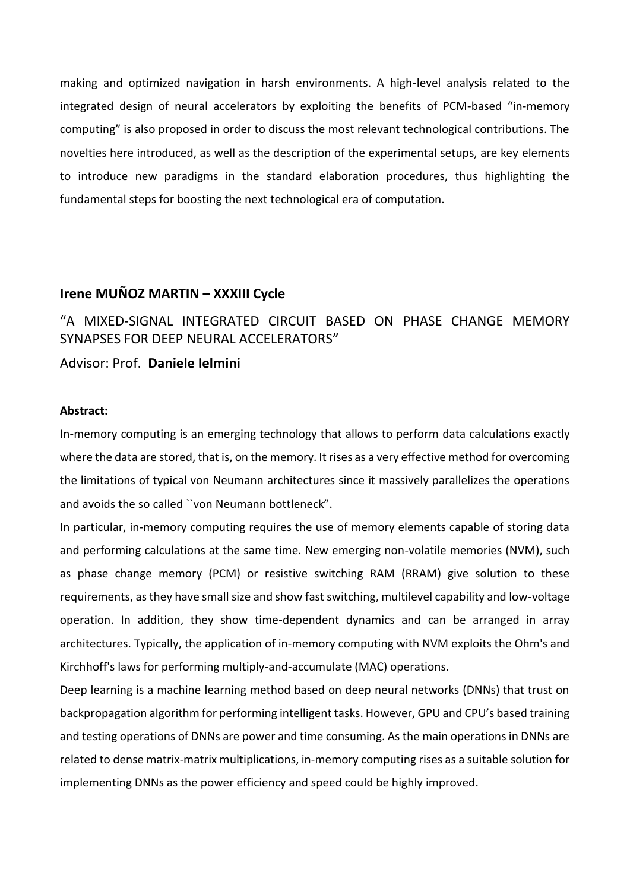making and optimized navigation in harsh environments. A high-level analysis related to the integrated design of neural accelerators by exploiting the benefits of PCM-based "in-memory computing" is also proposed in order to discuss the most relevant technological contributions. The novelties here introduced, as well as the description of the experimental setups, are key elements to introduce new paradigms in the standard elaboration procedures, thus highlighting the fundamental steps for boosting the next technological era of computation.

## Irene MUÑOZ MARTIN – XXXIII Cycle

### "A MIXED-SIGNAL INTEGRATED CIRCUIT BASED ON PHASE CHANGE MEMORY SYNAPSES FOR DEEP NEURAL ACCELERATORS"

Advisor: Prof. **Daniele Ielmini**

**Abstract:**

In-memory computing is an emerging technology that allows to perform data calculations exactly where the data are stored, that is, on the memory. It rises as a very effective method for overcoming the limitations of typical von Neumann architectures since it massively parallelizes the operations and avoids the so called ``von Neumann bottleneck".

In particular, in-memory computing requires the use of memory elements capable of storing data and performing calculations at the same time. New emerging non-volatile memories (NVM), such as phase change memory (PCM) or resistive switching RAM (RRAM) give solution to these requirements, as they have small size and show fast switching, multilevel capability and low-voltage operation. In addition, they show time-dependent dynamics and can be arranged in array architectures. Typically, the application of in-memory computing with NVM exploits the Ohm's and Kirchhoff's laws for performing multiply-and-accumulate (MAC) operations.

Deep learning is a machine learning method based on deep neural networks (DNNs) that trust on backpropagation algorithm for performing intelligent tasks. However, GPU and CPU's based training and testing operations of DNNs are power and time consuming. As the main operations in DNNs are related to dense matrix-matrix multiplications, in-memory computing rises as a suitable solution for implementing DNNs as the power efficiency and speed could be highly improved.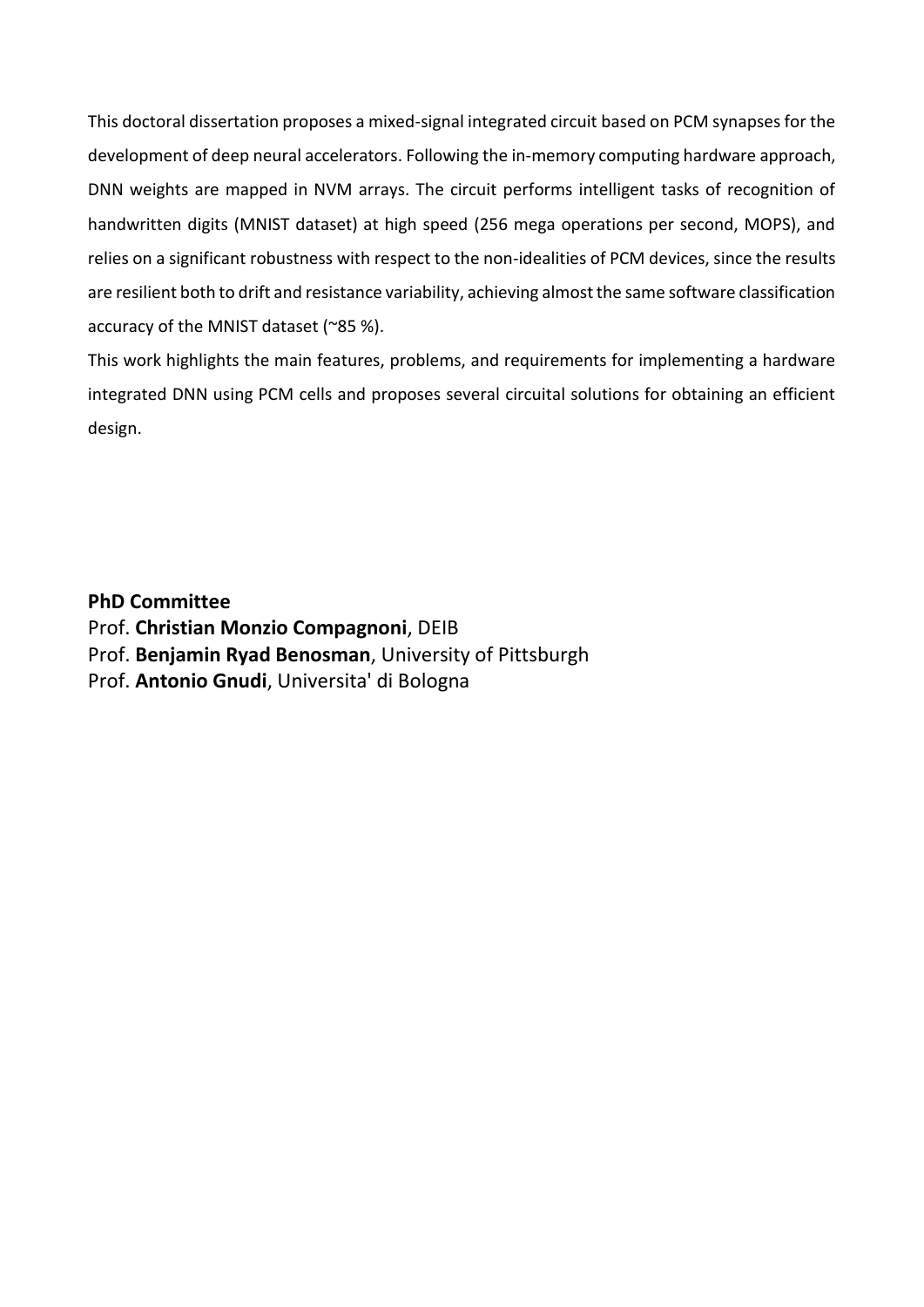This doctoral dissertation proposes a mixed-signal integrated circuit based on PCM synapses for the development of deep neural accelerators. Following the in-memory computing hardware approach, DNN weights are mapped in NVM arrays. The circuit performs intelligent tasks of recognition of handwritten digits (MNIST dataset) at high speed (256 mega operations per second, MOPS), and relies on a significant robustness with respect to the non-idealities of PCM devices, since the results are resilient both to drift and resistance variability, achieving almost the same software classification accuracy of the MNIST dataset (~85 %).

This work highlights the main features, problems, and requirements for implementing a hardware integrated DNN using PCM cells and proposes several circuital solutions for obtaining an efficient design.

**PhD Committee**

Prof. **Christian Monzio Compagnoni**, DEIB
Prof. **Benjamin Ryad Benosman**, University of Pittsburgh
Prof. **Antonio Gnudi**, Universita' di Bologna